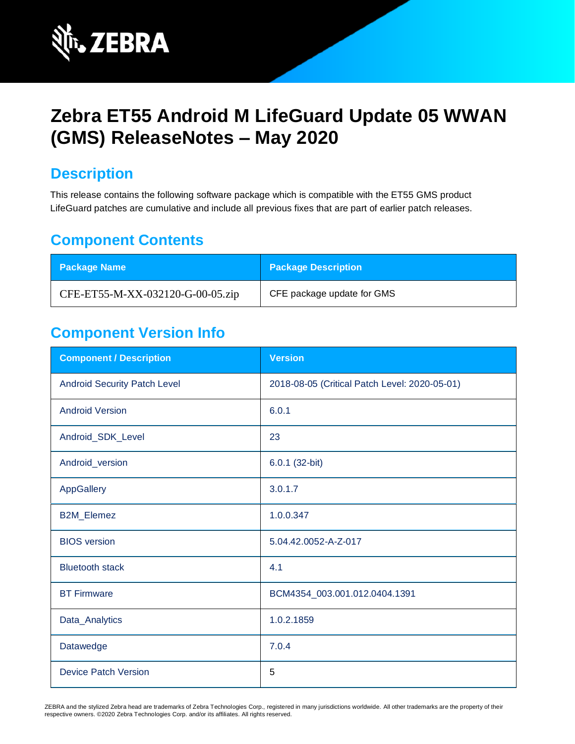# Zebra ET55 Android M LifeGuard Update 05 WWAN (GMS) ReleaseNotes – May 2020

## Description

This release contains the following software package which is compatible with the ET55 GMS product LifeGuard patches are cumulative and include all previous fixes that are part of earlier patch releases.

## Component Contents

| Package Name | Package Description |
| --- | --- |
| CFE-ET55-M-XX-032120-G-00-05.zip | CFE package update for GMS |

## Component Version Info

| Component / Description | Version |
| --- | --- |
| Android Security Patch Level | 2018-08-05 (Critical Patch Level: 2020-05-01) |
| Android Version | 6.0.1 |
| Android_SDK_Level | 23 |
| Android_version | 6.0.1 (32-bit) |
| AppGallery | 3.0.1.7 |
| B2M_Elemez | 1.0.0.347 |
| BIOS version | 5.04.42.0052-A-Z-017 |
| Bluetooth stack | 4.1 |
| BT Firmware | BCM4354_003.001.012.0404.1391 |
| Data_Analytics | 1.0.2.1859 |
| Datawedge | 7.0.4 |
| Device Patch Version | 5 |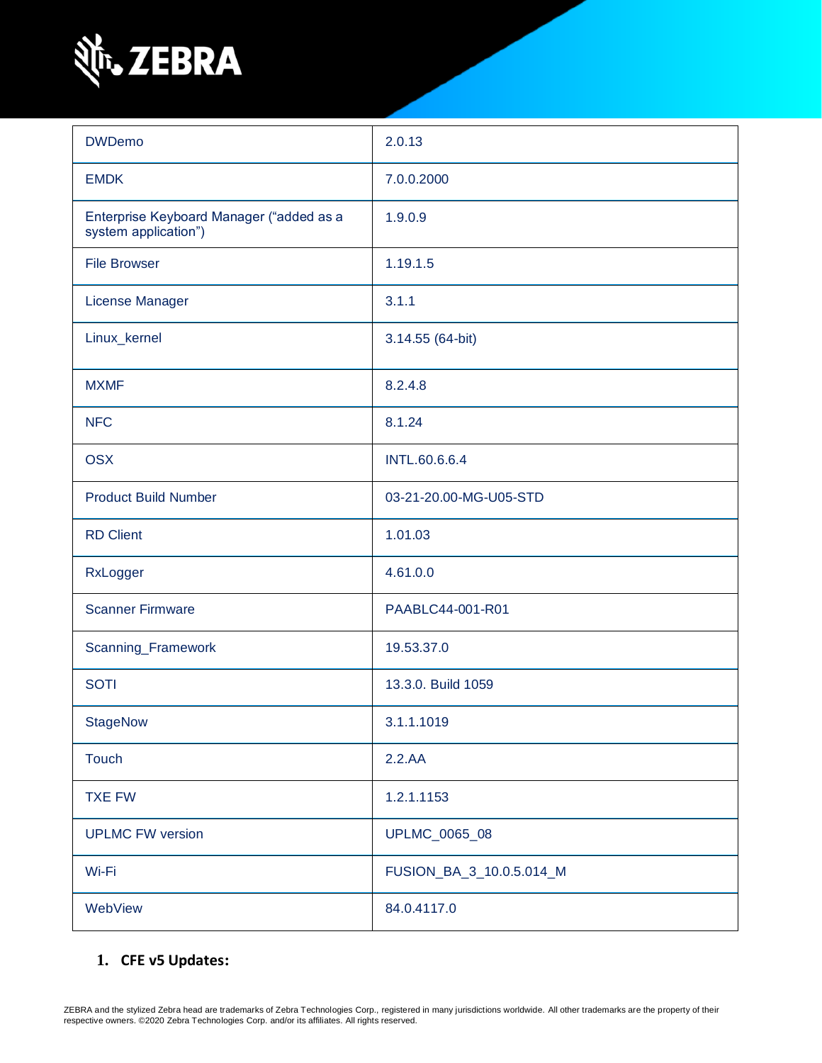| DWDemo | 2.0.13 |
|---|---|
| EMDK | 7.0.0.2000 |
| Enterprise Keyboard Manager (“added as a system application”) | 1.9.0.9 |
| File Browser | 1.19.1.5 |
| License Manager | 3.1.1 |
| Linux_kernel | 3.14.55 (64-bit) |
| MXMF | 8.2.4.8 |
| NFC | 8.1.24 |
| OSX | INTL.60.6.6.4 |
| Product Build Number | 03-21-20.00-MG-U05-STD |
| RD Client | 1.01.03 |
| RxLogger | 4.61.0.0 |
| Scanner Firmware | PAABLC44-001-R01 |
| Scanning_Framework | 19.53.37.0 |
| SOTI | 13.3.0. Build 1059 |
| StageNow | 3.1.1.1019 |
| Touch | 2.2.AA |
| TXE FW | 1.2.1.1153 |
| UPLMC FW version | UPLMC_0065_08 |
| Wi-Fi | FUSION_BA_3_10.0.5.014_M |
| WebView | 84.0.4117.0 |

1. **CFE v5 Updates:**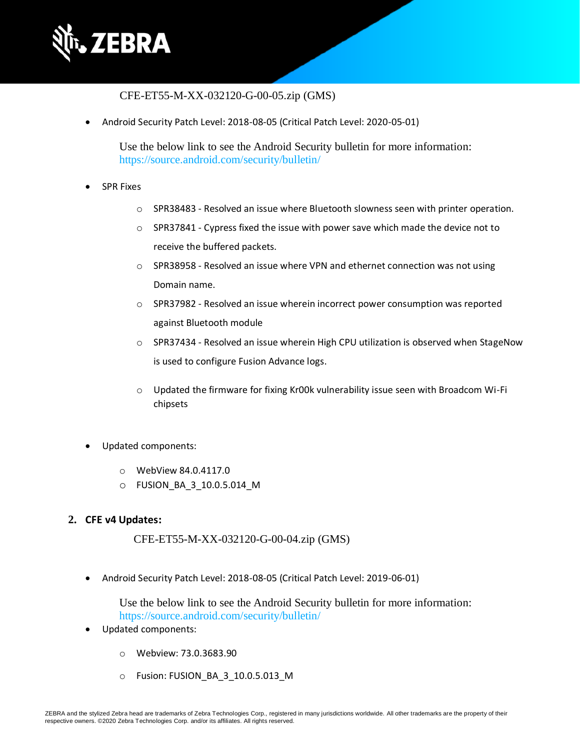CFE-ET55-M-XX-032120-G-00-05.zip (GMS)

- Android Security Patch Level: 2018-08-05 (Critical Patch Level: 2020-05-01)

  Use the below link to see the Android Security bulletin for more information: https://source.android.com/security/bulletin/

- SPR Fixes
  - SPR38483 - Resolved an issue where Bluetooth slowness seen with printer operation.
  - SPR37841 - Cypress fixed the issue with power save which made the device not to receive the buffered packets.
  - SPR38958 - Resolved an issue where VPN and ethernet connection was not using Domain name.
  - SPR37982 - Resolved an issue wherein incorrect power consumption was reported against Bluetooth module
  - SPR37434 - Resolved an issue wherein High CPU utilization is observed when StageNow is used to configure Fusion Advance logs.
  - Updated the firmware for fixing Kr00k vulnerability issue seen with Broadcom Wi-Fi chipsets

- Updated components:
  - WebView 84.0.4117.0
  - FUSION_BA_3_10.0.5.014_M

**2. CFE v4 Updates:**

CFE-ET55-M-XX-032120-G-00-04.zip (GMS)

- Android Security Patch Level: 2018-08-05 (Critical Patch Level: 2019-06-01)

  Use the below link to see the Android Security bulletin for more information: https://source.android.com/security/bulletin/

- Updated components:
  - Webview: 73.0.3683.90
  - Fusion: FUSION_BA_3_10.0.5.013_M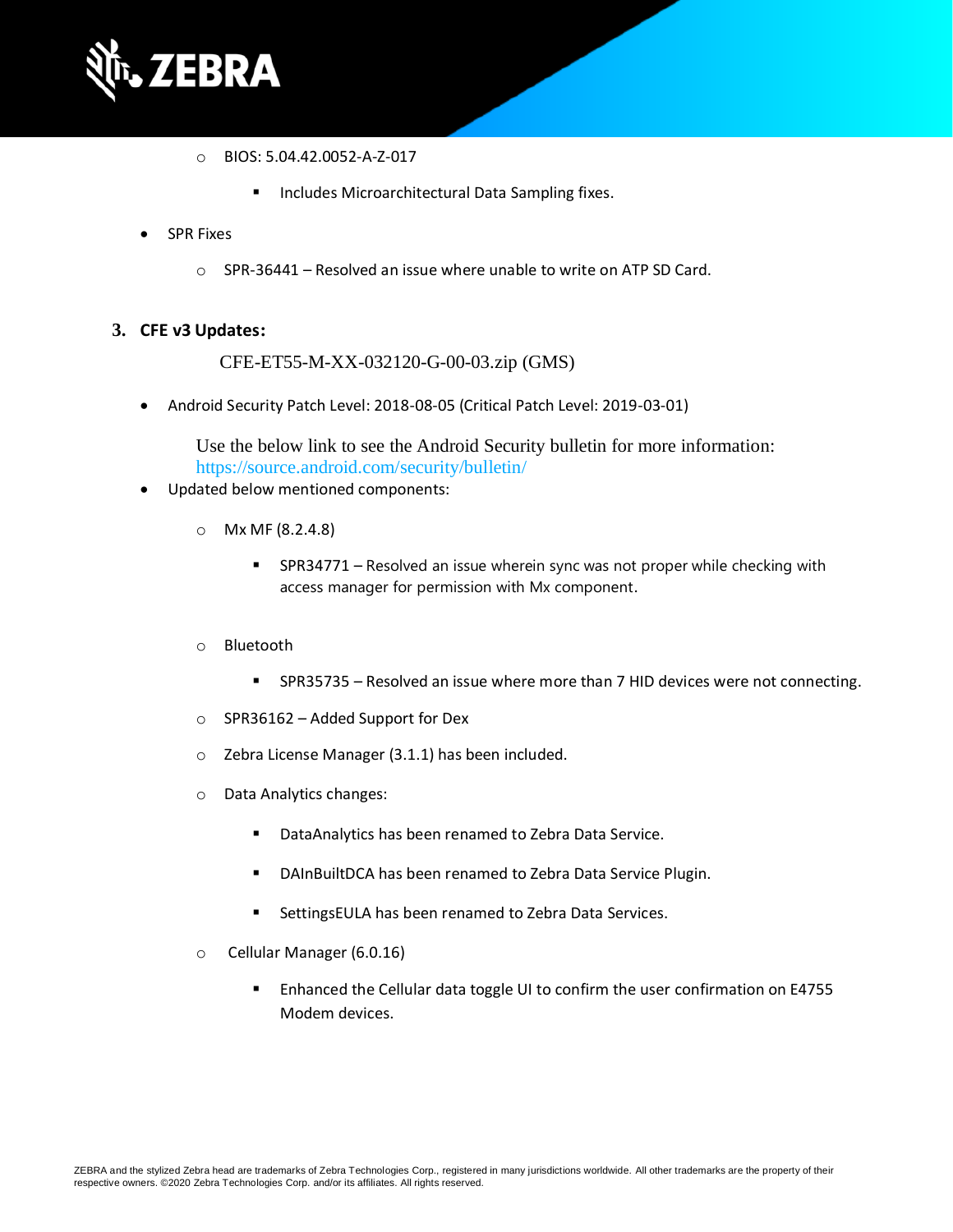- BIOS: 5.04.42.0052-A-Z-017
    - Includes Microarchitectural Data Sampling fixes.
- SPR Fixes
  - SPR-36441 – Resolved an issue where unable to write on ATP SD Card.

### 3. CFE v3 Updates:

CFE-ET55-M-XX-032120-G-00-03.zip (GMS)

- Android Security Patch Level: 2018-08-05 (Critical Patch Level: 2019-03-01)

  Use the below link to see the Android Security bulletin for more information: https://source.android.com/security/bulletin/
- Updated below mentioned components:
  - Mx MF (8.2.4.8)
    - SPR34771 – Resolved an issue wherein sync was not proper while checking with access manager for permission with Mx component.
  - Bluetooth
    - SPR35735 – Resolved an issue where more than 7 HID devices were not connecting.
  - SPR36162 – Added Support for Dex
  - Zebra License Manager (3.1.1) has been included.
  - Data Analytics changes:
    - DataAnalytics has been renamed to Zebra Data Service.
    - DAInBuiltDCA has been renamed to Zebra Data Service Plugin.
    - SettingsEULA has been renamed to Zebra Data Services.
  - Cellular Manager (6.0.16)
    - Enhanced the Cellular data toggle UI to confirm the user confirmation on E4755 Modem devices.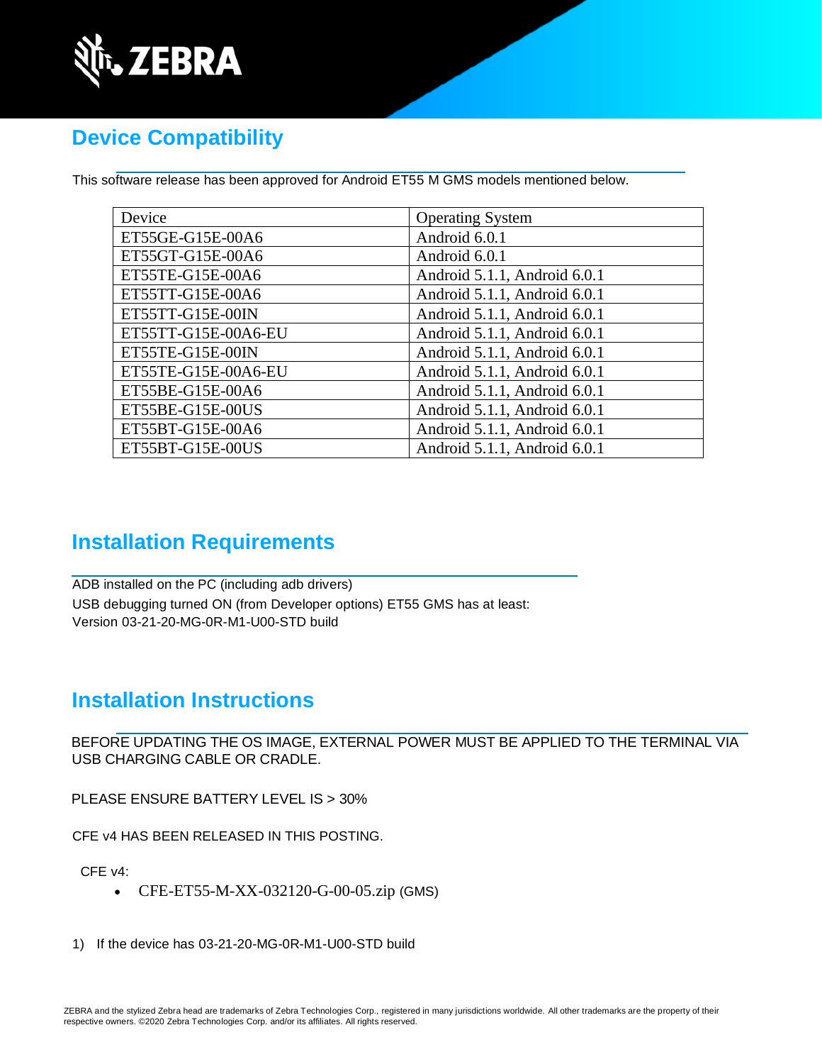## Device Compatibility

This software release has been approved for Android ET55 M GMS models mentioned below.

| Device | Operating System |
|---|---|
| ET55GE-G15E-00A6 | Android 6.0.1 |
| ET55GT-G15E-00A6 | Android 6.0.1 |
| ET55TE-G15E-00A6 | Android 5.1.1, Android 6.0.1 |
| ET55TT-G15E-00A6 | Android 5.1.1, Android 6.0.1 |
| ET55TT-G15E-00IN | Android 5.1.1, Android 6.0.1 |
| ET55TT-G15E-00A6-EU | Android 5.1.1, Android 6.0.1 |
| ET55TE-G15E-00IN | Android 5.1.1, Android 6.0.1 |
| ET55TE-G15E-00A6-EU | Android 5.1.1, Android 6.0.1 |
| ET55BE-G15E-00A6 | Android 5.1.1, Android 6.0.1 |
| ET55BE-G15E-00US | Android 5.1.1, Android 6.0.1 |
| ET55BT-G15E-00A6 | Android 5.1.1, Android 6.0.1 |
| ET55BT-G15E-00US | Android 5.1.1, Android 6.0.1 |

## Installation Requirements

ADB installed on the PC (including adb drivers)
USB debugging turned ON (from Developer options) ET55 GMS has at least:
Version 03-21-20-MG-0R-M1-U00-STD build

## Installation Instructions

BEFORE UPDATING THE OS IMAGE, EXTERNAL POWER MUST BE APPLIED TO THE TERMINAL VIA USB CHARGING CABLE OR CRADLE.

PLEASE ENSURE BATTERY LEVEL IS > 30%

CFE v4 HAS BEEN RELEASED IN THIS POSTING.

CFE v4:

- CFE-ET55-M-XX-032120-G-00-05.zip (GMS)

1) If the device has 03-21-20-MG-0R-M1-U00-STD build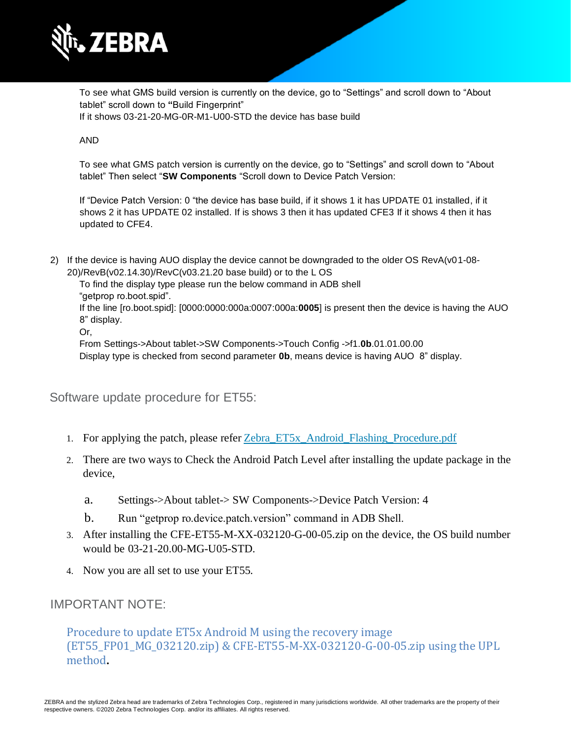To see what GMS build version is currently on the device, go to “Settings” and scroll down to “About tablet” scroll down to **“**Build Fingerprint”
If it shows 03-21-20-MG-0R-M1-U00-STD the device has base build

AND

To see what GMS patch version is currently on the device, go to “Settings” and scroll down to “About tablet” Then select “**SW Components** “Scroll down to Device Patch Version:

If “Device Patch Version: 0 “the device has base build, if it shows 1 it has UPDATE 01 installed, if it shows 2 it has UPDATE 02 installed. If is shows 3 then it has updated CFE3 If it shows 4 then it has updated to CFE4.

2) If the device is having AUO display the device cannot be downgraded to the older OS RevA(v01-08-20)/RevB(v02.14.30)/RevC(v03.21.20 base build) or to the L OS
   To find the display type please run the below command in ADB shell
   “getprop ro.boot.spid”.
   If the line [ro.boot.spid]: [0000:0000:000a:0007:000a:**0005**] is present then the device is having the AUO 8” display.
   Or,
   From Settings->About tablet->SW Components->Touch Config ->f1.**0b**.01.01.00.00
   Display type is checked from second parameter **0b**, means device is having AUO 8” display.

## Software update procedure for ET55:

1. For applying the patch, please refer Zebra_ET5x_Android_Flashing_Procedure.pdf
2. There are two ways to Check the Android Patch Level after installing the update package in the device,
   a. Settings->About tablet-> SW Components->Device Patch Version: 4
   b. Run “getprop ro.device.patch.version” command in ADB Shell.
3. After installing the CFE-ET55-M-XX-032120-G-00-05.zip on the device, the OS build number would be 03-21-20.00-MG-U05-STD.
4. Now you are all set to use your ET55.

## IMPORTANT NOTE:

Procedure to update ET5x Android M using the recovery image (ET55_FP01_MG_032120.zip) & CFE-ET55-M-XX-032120-G-00-05.zip using the UPL method.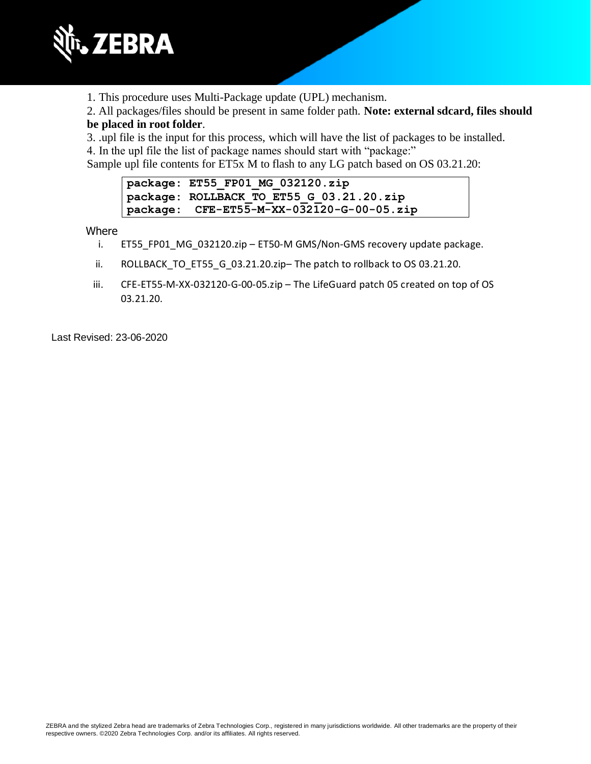1. This procedure uses Multi-Package update (UPL) mechanism.
2. All packages/files should be present in same folder path. **Note: external sdcard, files should be placed in root folder**.
3. .upl file is the input for this process, which will have the list of packages to be installed.
4. In the upl file the list of package names should start with "package:"

Sample upl file contents for ET5x M to flash to any LG patch based on OS 03.21.20:

```
package: ET55_FP01_MG_032120.zip
package: ROLLBACK_TO_ET55_G_03.21.20.zip
package:  CFE-ET55-M-XX-032120-G-00-05.zip
```

Where

i. ET55_FP01_MG_032120.zip – ET50-M GMS/Non-GMS recovery update package.

ii. ROLLBACK_TO_ET55_G_03.21.20.zip– The patch to rollback to OS 03.21.20.

iii. CFE-ET55-M-XX-032120-G-00-05.zip – The LifeGuard patch 05 created on top of OS 03.21.20.

Last Revised: 23-06-2020